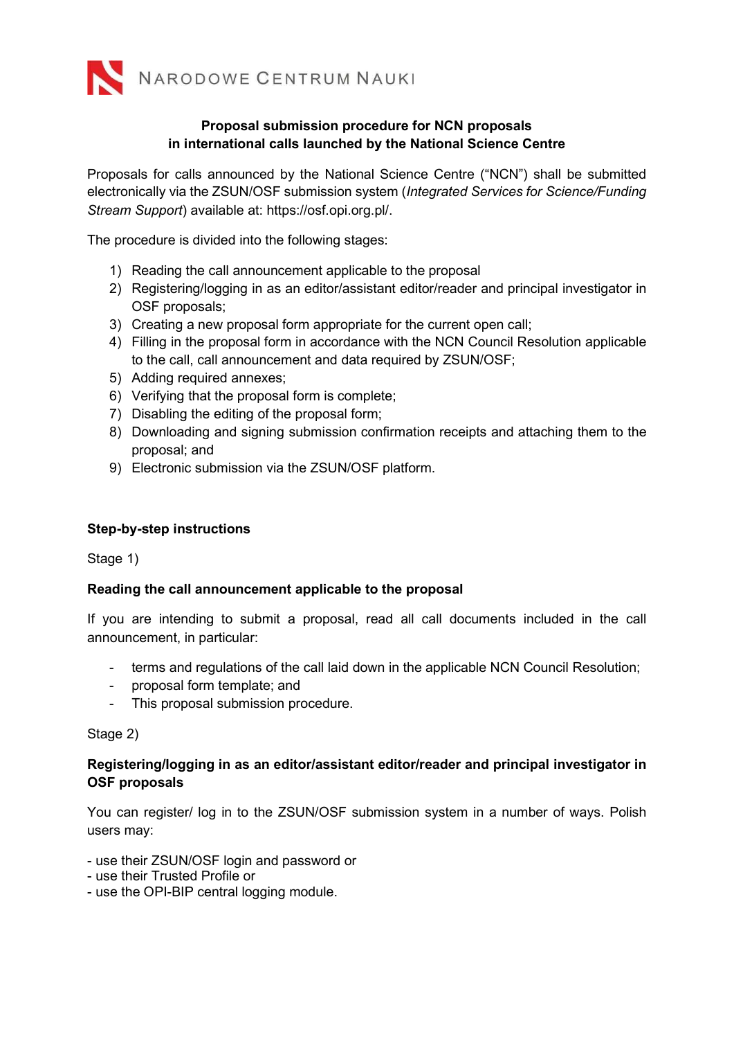NARODOWE CENTRUM NAUKI

**Proposal submission procedure for NCN proposals in international calls launched by the National Science Centre**

Proposals for calls announced by the National Science Centre ("NCN") shall be submitted electronically via the ZSUN/OSF submission system (*Integrated Services for Science/Funding Stream Support*) available at: https://osf.opi.org.pl/.

The procedure is divided into the following stages:

1) Reading the call announcement applicable to the proposal
2) Registering/logging in as an editor/assistant editor/reader and principal investigator in OSF proposals;
3) Creating a new proposal form appropriate for the current open call;
4) Filling in the proposal form in accordance with the NCN Council Resolution applicable to the call, call announcement and data required by ZSUN/OSF;
5) Adding required annexes;
6) Verifying that the proposal form is complete;
7) Disabling the editing of the proposal form;
8) Downloading and signing submission confirmation receipts and attaching them to the proposal; and
9) Electronic submission via the ZSUN/OSF platform.

**Step-by-step instructions**

Stage 1)

**Reading the call announcement applicable to the proposal**

If you are intending to submit a proposal, read all call documents included in the call announcement, in particular:

- terms and regulations of the call laid down in the applicable NCN Council Resolution;
- proposal form template; and
- This proposal submission procedure.

Stage 2)

**Registering/logging in as an editor/assistant editor/reader and principal investigator in OSF proposals**

You can register/ log in to the ZSUN/OSF submission system in a number of ways. Polish users may:

- use their ZSUN/OSF login and password or
- use their Trusted Profile or
- use the OPI-BIP central logging module.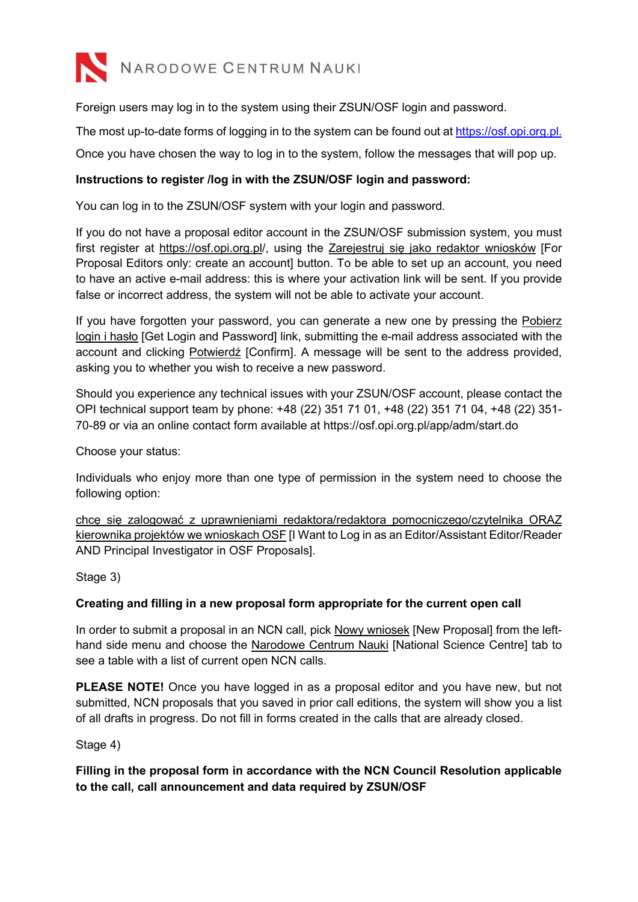Foreign users may log in to the system using their ZSUN/OSF login and password.

The most up-to-date forms of logging in to the system can be found out at https://osf.opi.org.pl.

Once you have chosen the way to log in to the system, follow the messages that will pop up.

**Instructions to register /log in with the ZSUN/OSF login and password:**

You can log in to the ZSUN/OSF system with your login and password.

If you do not have a proposal editor account in the ZSUN/OSF submission system, you must first register at https://osf.opi.org.pl/, using the Zarejestruj się jako redaktor wniosków [For Proposal Editors only: create an account] button. To be able to set up an account, you need to have an active e-mail address: this is where your activation link will be sent. If you provide false or incorrect address, the system will not be able to activate your account.

If you have forgotten your password, you can generate a new one by pressing the Pobierz login i hasło [Get Login and Password] link, submitting the e-mail address associated with the account and clicking Potwierdź [Confirm]. A message will be sent to the address provided, asking you to whether you wish to receive a new password.

Should you experience any technical issues with your ZSUN/OSF account, please contact the OPI technical support team by phone: +48 (22) 351 71 01, +48 (22) 351 71 04, +48 (22) 351-70-89 or via an online contact form available at https://osf.opi.org.pl/app/adm/start.do

Choose your status:

Individuals who enjoy more than one type of permission in the system need to choose the following option:

chcę się zalogować z uprawnieniami redaktora/redaktora pomocniczego/czytelnika ORAZ kierownika projektów we wnioskach OSF [I Want to Log in as an Editor/Assistant Editor/Reader AND Principal Investigator in OSF Proposals].

Stage 3)

**Creating and filling in a new proposal form appropriate for the current open call**

In order to submit a proposal in an NCN call, pick Nowy wniosek [New Proposal] from the left-hand side menu and choose the Narodowe Centrum Nauki [National Science Centre] tab to see a table with a list of current open NCN calls.

**PLEASE NOTE!** Once you have logged in as a proposal editor and you have new, but not submitted, NCN proposals that you saved in prior call editions, the system will show you a list of all drafts in progress. Do not fill in forms created in the calls that are already closed.

Stage 4)

**Filling in the proposal form in accordance with the NCN Council Resolution applicable to the call, call announcement and data required by ZSUN/OSF**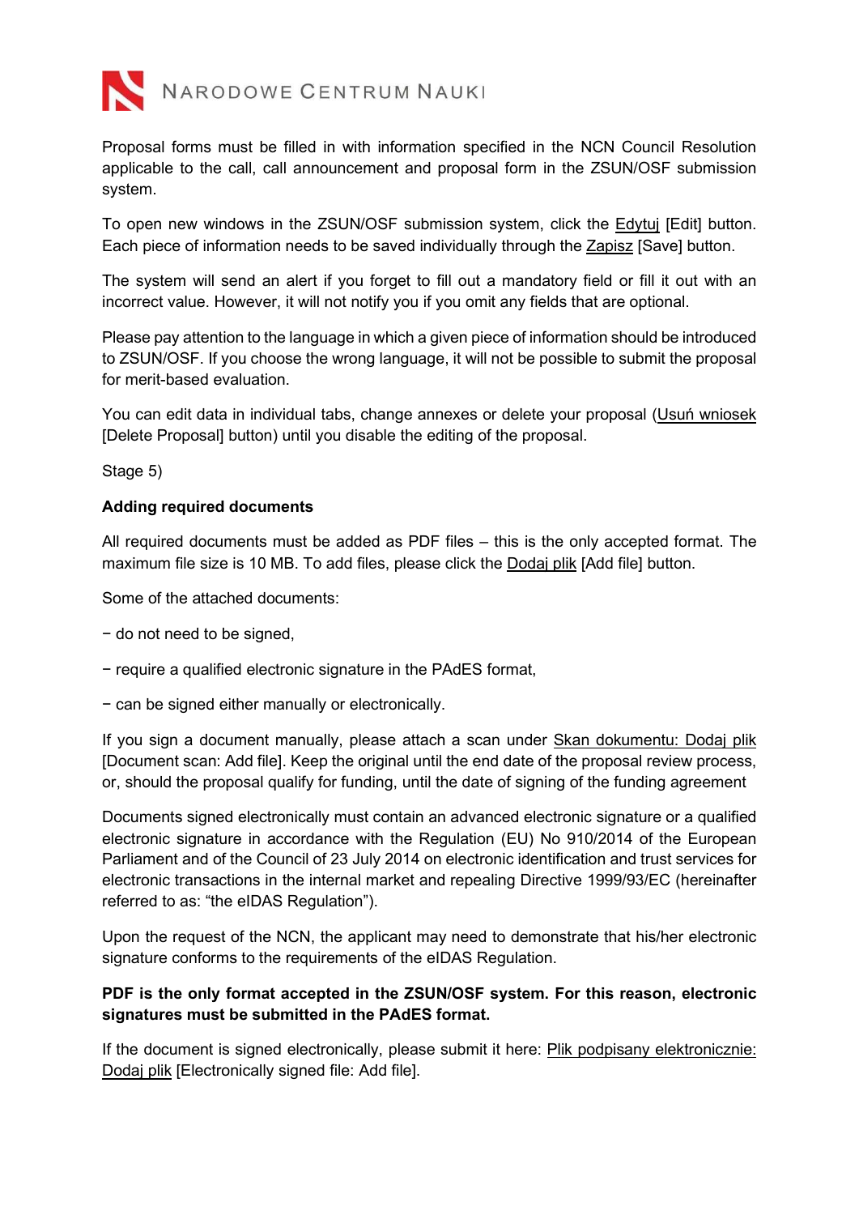Proposal forms must be filled in with information specified in the NCN Council Resolution applicable to the call, call announcement and proposal form in the ZSUN/OSF submission system.

To open new windows in the ZSUN/OSF submission system, click the Edytuj [Edit] button. Each piece of information needs to be saved individually through the Zapisz [Save] button.

The system will send an alert if you forget to fill out a mandatory field or fill it out with an incorrect value. However, it will not notify you if you omit any fields that are optional.

Please pay attention to the language in which a given piece of information should be introduced to ZSUN/OSF. If you choose the wrong language, it will not be possible to submit the proposal for merit-based evaluation.

You can edit data in individual tabs, change annexes or delete your proposal (Usuń wniosek [Delete Proposal] button) until you disable the editing of the proposal.

Stage 5)

**Adding required documents**

All required documents must be added as PDF files – this is the only accepted format. The maximum file size is 10 MB. To add files, please click the Dodaj plik [Add file] button.

Some of the attached documents:

− do not need to be signed,

− require a qualified electronic signature in the PAdES format,

− can be signed either manually or electronically.

If you sign a document manually, please attach a scan under Skan dokumentu: Dodaj plik [Document scan: Add file]. Keep the original until the end date of the proposal review process, or, should the proposal qualify for funding, until the date of signing of the funding agreement

Documents signed electronically must contain an advanced electronic signature or a qualified electronic signature in accordance with the Regulation (EU) No 910/2014 of the European Parliament and of the Council of 23 July 2014 on electronic identification and trust services for electronic transactions in the internal market and repealing Directive 1999/93/EC (hereinafter referred to as: "the eIDAS Regulation").

Upon the request of the NCN, the applicant may need to demonstrate that his/her electronic signature conforms to the requirements of the eIDAS Regulation.

**PDF is the only format accepted in the ZSUN/OSF system. For this reason, electronic signatures must be submitted in the PAdES format.**

If the document is signed electronically, please submit it here: Plik podpisany elektronicznie: Dodaj plik [Electronically signed file: Add file].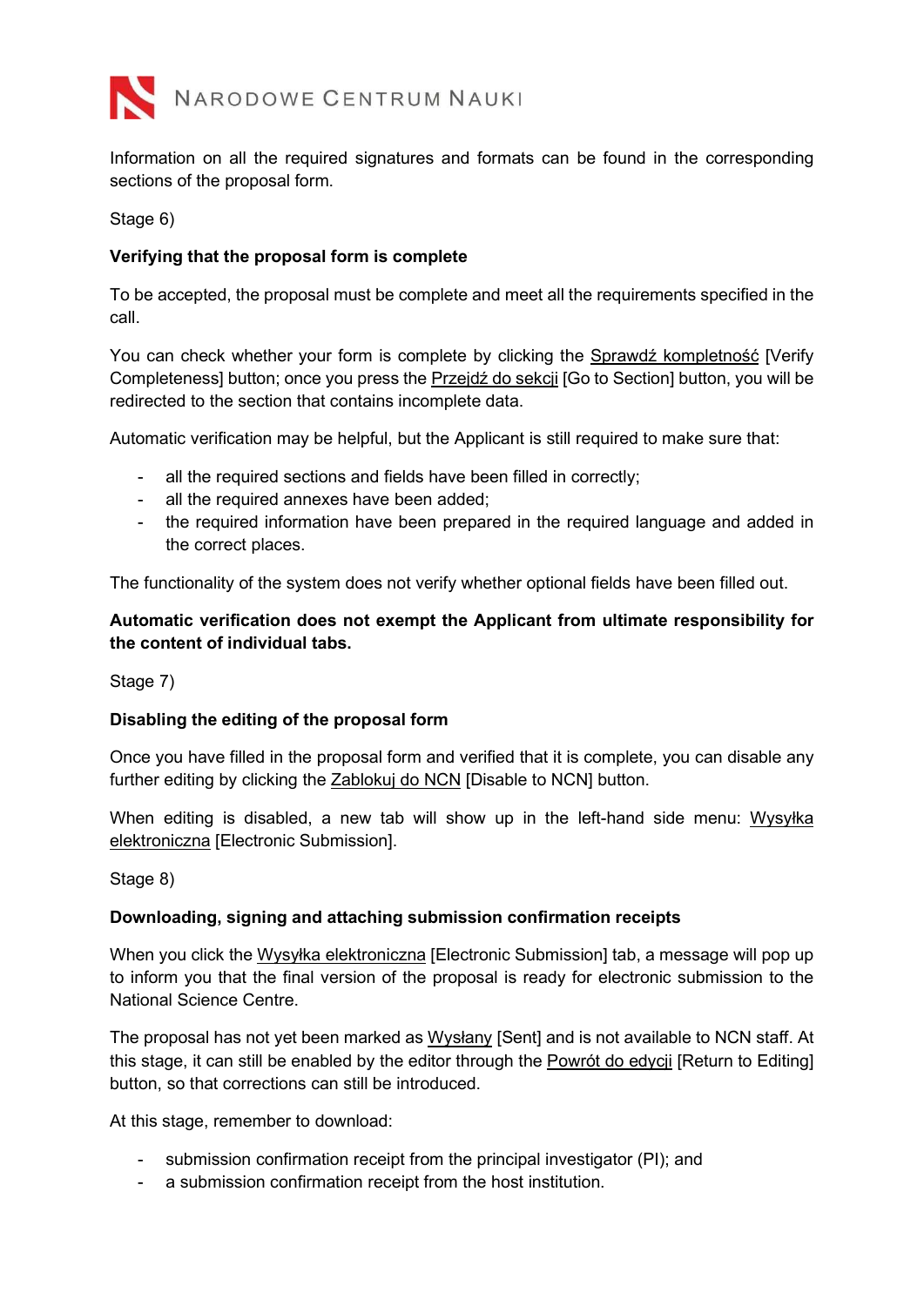Information on all the required signatures and formats can be found in the corresponding sections of the proposal form.

Stage 6)

**Verifying that the proposal form is complete**

To be accepted, the proposal must be complete and meet all the requirements specified in the call.

You can check whether your form is complete by clicking the Sprawdź kompletność [Verify Completeness] button; once you press the Przejdź do sekcji [Go to Section] button, you will be redirected to the section that contains incomplete data.

Automatic verification may be helpful, but the Applicant is still required to make sure that:

- all the required sections and fields have been filled in correctly;
- all the required annexes have been added;
- the required information have been prepared in the required language and added in the correct places.

The functionality of the system does not verify whether optional fields have been filled out.

**Automatic verification does not exempt the Applicant from ultimate responsibility for the content of individual tabs.**

Stage 7)

**Disabling the editing of the proposal form**

Once you have filled in the proposal form and verified that it is complete, you can disable any further editing by clicking the Zablokuj do NCN [Disable to NCN] button.

When editing is disabled, a new tab will show up in the left-hand side menu: Wysyłka elektroniczna [Electronic Submission].

Stage 8)

**Downloading, signing and attaching submission confirmation receipts**

When you click the Wysyłka elektroniczna [Electronic Submission] tab, a message will pop up to inform you that the final version of the proposal is ready for electronic submission to the National Science Centre.

The proposal has not yet been marked as Wysłany [Sent] and is not available to NCN staff. At this stage, it can still be enabled by the editor through the Powrót do edycji [Return to Editing] button, so that corrections can still be introduced.

At this stage, remember to download:

- submission confirmation receipt from the principal investigator (PI); and
- a submission confirmation receipt from the host institution.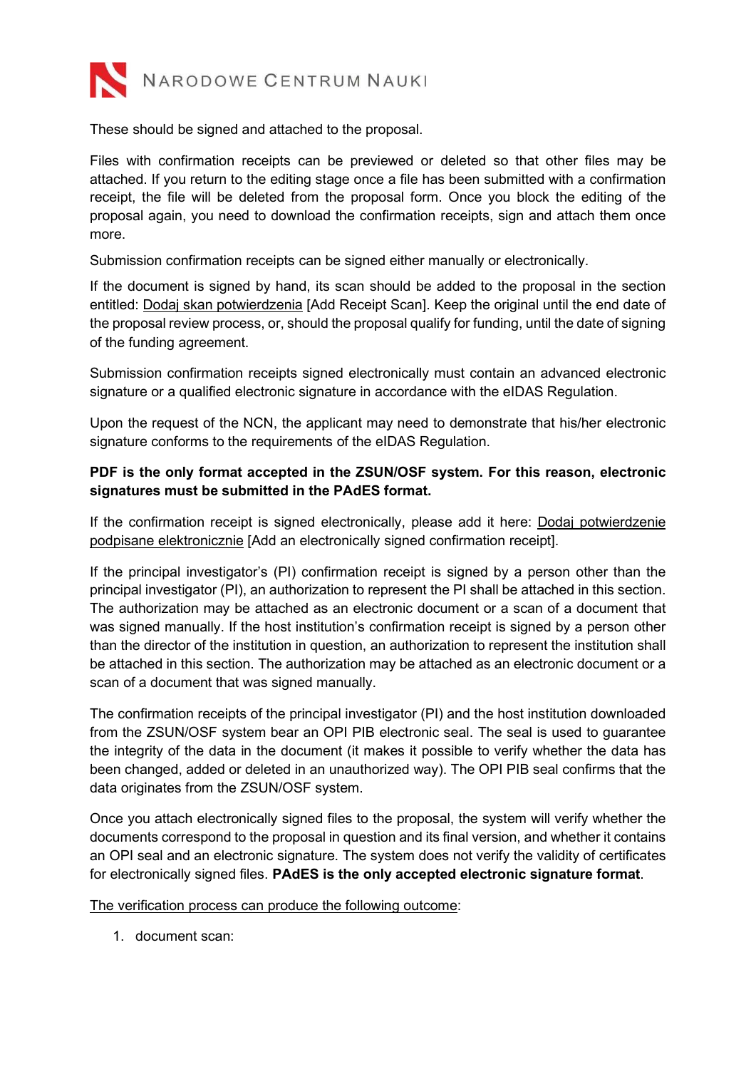These should be signed and attached to the proposal.

Files with confirmation receipts can be previewed or deleted so that other files may be attached. If you return to the editing stage once a file has been submitted with a confirmation receipt, the file will be deleted from the proposal form. Once you block the editing of the proposal again, you need to download the confirmation receipts, sign and attach them once more.

Submission confirmation receipts can be signed either manually or electronically.

If the document is signed by hand, its scan should be added to the proposal in the section entitled: Dodaj skan potwierdzenia [Add Receipt Scan]. Keep the original until the end date of the proposal review process, or, should the proposal qualify for funding, until the date of signing of the funding agreement.

Submission confirmation receipts signed electronically must contain an advanced electronic signature or a qualified electronic signature in accordance with the eIDAS Regulation.

Upon the request of the NCN, the applicant may need to demonstrate that his/her electronic signature conforms to the requirements of the eIDAS Regulation.

**PDF is the only format accepted in the ZSUN/OSF system. For this reason, electronic signatures must be submitted in the PAdES format.**

If the confirmation receipt is signed electronically, please add it here: Dodaj potwierdzenie podpisane elektronicznie [Add an electronically signed confirmation receipt].

If the principal investigator's (PI) confirmation receipt is signed by a person other than the principal investigator (PI), an authorization to represent the PI shall be attached in this section. The authorization may be attached as an electronic document or a scan of a document that was signed manually. If the host institution's confirmation receipt is signed by a person other than the director of the institution in question, an authorization to represent the institution shall be attached in this section. The authorization may be attached as an electronic document or a scan of a document that was signed manually.

The confirmation receipts of the principal investigator (PI) and the host institution downloaded from the ZSUN/OSF system bear an OPI PIB electronic seal. The seal is used to guarantee the integrity of the data in the document (it makes it possible to verify whether the data has been changed, added or deleted in an unauthorized way). The OPI PIB seal confirms that the data originates from the ZSUN/OSF system.

Once you attach electronically signed files to the proposal, the system will verify whether the documents correspond to the proposal in question and its final version, and whether it contains an OPI seal and an electronic signature. The system does not verify the validity of certificates for electronically signed files. **PAdES is the only accepted electronic signature format**.

The verification process can produce the following outcome:

1. document scan: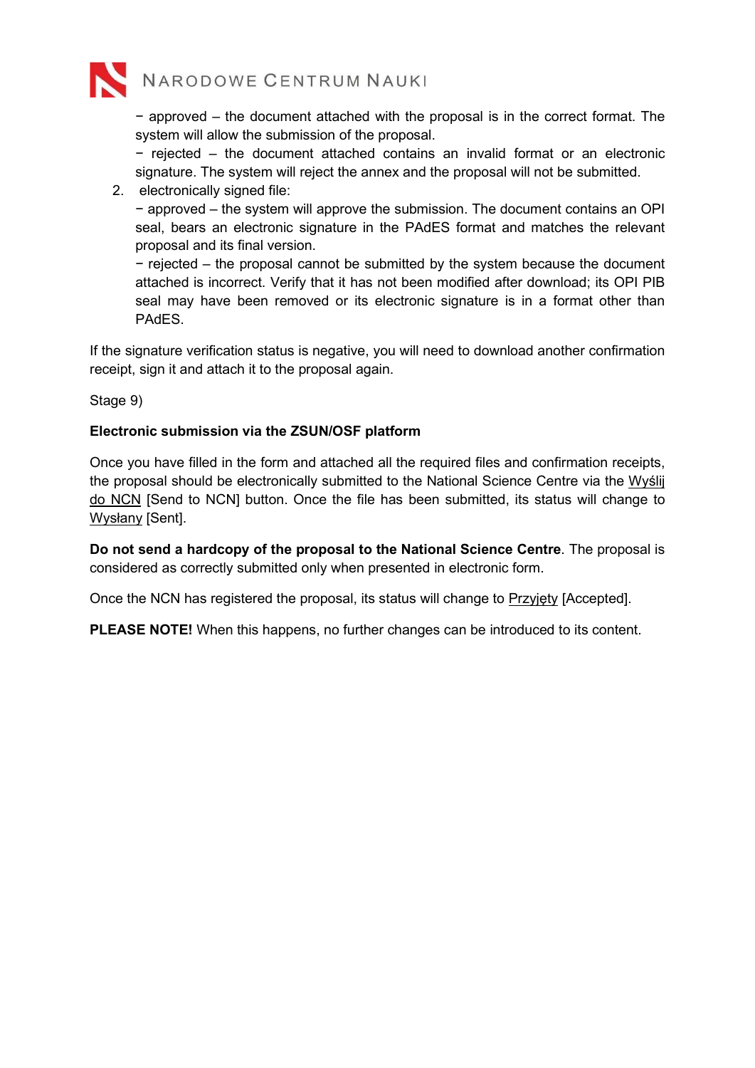− approved – the document attached with the proposal is in the correct format. The system will allow the submission of the proposal.
− rejected – the document attached contains an invalid format or an electronic signature. The system will reject the annex and the proposal will not be submitted.

2. electronically signed file:
   − approved – the system will approve the submission. The document contains an OPI seal, bears an electronic signature in the PAdES format and matches the relevant proposal and its final version.
   − rejected – the proposal cannot be submitted by the system because the document attached is incorrect. Verify that it has not been modified after download; its OPI PIB seal may have been removed or its electronic signature is in a format other than PAdES.

If the signature verification status is negative, you will need to download another confirmation receipt, sign it and attach it to the proposal again.

Stage 9)

**Electronic submission via the ZSUN/OSF platform**

Once you have filled in the form and attached all the required files and confirmation receipts, the proposal should be electronically submitted to the National Science Centre via the Wyślij do NCN [Send to NCN] button. Once the file has been submitted, its status will change to Wysłany [Sent].

**Do not send a hardcopy of the proposal to the National Science Centre**. The proposal is considered as correctly submitted only when presented in electronic form.

Once the NCN has registered the proposal, its status will change to Przyjęty [Accepted].

**PLEASE NOTE!** When this happens, no further changes can be introduced to its content.